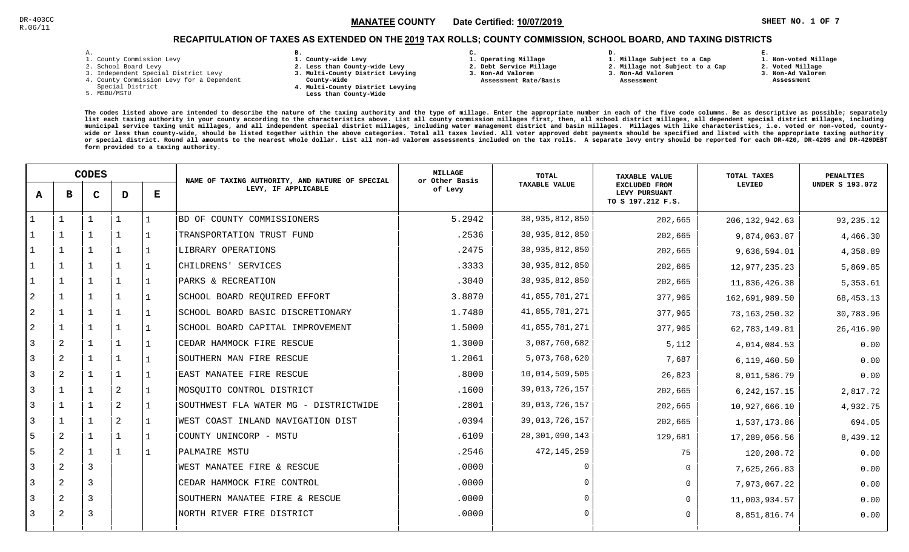DR-403CC
R.06/11

**MANATEE COUNTY** Date Certified: **10/07/2019**

## RECAPITULATION OF TAXES AS EXTENDED ON THE 2019 TAX ROLLS; COUNTY COMMISSION, SCHOOL BOARD, AND TAXING DISTRICTS

**A.**
1. County Commission Levy
2. School Board Levy
3. Independent Special District Levy
4. County Commission Levy for a Dependent Special District
5. MSBU/MSTU

**B.**
1. County-wide Levy
2. Less than County-wide Levy
3. Multi-County District Levying County-Wide
4. Multi-County District Levying Less than County-Wide

**C.**
1. Operating Millage
2. Debt Service Millage
3. Non-Ad Valorem Assessment Rate/Basis

**D.**
1. Millage Subject to a Cap
2. Millage not Subject to a Cap
3. Non-Ad Valorem Assessment

**E.**
1. Non-voted Millage
2. Voted Millage
3. Non-Ad Valorem Assessment

The codes listed above are intended to describe the nature of the taxing authority and the type of millage. Enter the appropriate number in each of the five code columns. Be as descriptive as possible; separately list each taxing authority in your county according to the characteristics above. List all county commission millages first, then, all school district millages, all dependent special district millages, including municipal service taxing unit millages, and all independent special district millages, including water management district and basin millages. Millages with like characteristics, i.e. voted or non-voted, county-wide or less than county-wide, should be listed together within the above categories. Total all taxes levied. All voter approved debt payments should be specified and listed with the appropriate taxing authority or special district. Round all amounts to the nearest whole dollar. List all non-ad valorem assessments included on the tax rolls. A separate levy entry should be reported for each DR-420, DR-420S and DR-420DEBT form provided to a taxing authority.

| A | B | C | D | E | NAME OF TAXING AUTHORITY, AND NATURE OF SPECIAL LEVY, IF APPLICABLE | MILLAGE or Other Basis of Levy | TOTAL TAXABLE VALUE | TAXABLE VALUE EXCLUDED FROM LEVY PURSUANT TO S 197.212 F.S. | TOTAL TAXES LEVIED | PENALTIES UNDER S 193.072 |
|---|---|---|---|---|---|---|---|---|---|---|
| 1 | 1 | 1 | 1 | 1 | BD OF COUNTY COMMISSIONERS | 5.2942 | 38,935,812,850 | 202,665 | 206,132,942.63 | 93,235.12 |
| 1 | 1 | 1 | 1 | 1 | TRANSPORTATION TRUST FUND | .2536 | 38,935,812,850 | 202,665 | 9,874,063.87 | 4,466.30 |
| 1 | 1 | 1 | 1 | 1 | LIBRARY OPERATIONS | .2475 | 38,935,812,850 | 202,665 | 9,636,594.01 | 4,358.89 |
| 1 | 1 | 1 | 1 | 1 | CHILDRENS' SERVICES | .3333 | 38,935,812,850 | 202,665 | 12,977,235.23 | 5,869.85 |
| 1 | 1 | 1 | 1 | 1 | PARKS & RECREATION | .3040 | 38,935,812,850 | 202,665 | 11,836,426.38 | 5,353.61 |
| 2 | 1 | 1 | 1 | 1 | SCHOOL BOARD REQUIRED EFFORT | 3.8870 | 41,855,781,271 | 377,965 | 162,691,989.50 | 68,453.13 |
| 2 | 1 | 1 | 1 | 1 | SCHOOL BOARD BASIC DISCRETIONARY | 1.7480 | 41,855,781,271 | 377,965 | 73,163,250.32 | 30,783.96 |
| 2 | 1 | 1 | 1 | 1 | SCHOOL BOARD CAPITAL IMPROVEMENT | 1.5000 | 41,855,781,271 | 377,965 | 62,783,149.81 | 26,416.90 |
| 3 | 2 | 1 | 1 | 1 | CEDAR HAMMOCK FIRE RESCUE | 1.3000 | 3,087,760,682 | 5,112 | 4,014,084.53 | 0.00 |
| 3 | 2 | 1 | 1 | 1 | SOUTHERN MAN FIRE RESCUE | 1.2061 | 5,073,768,620 | 7,687 | 6,119,460.50 | 0.00 |
| 3 | 2 | 1 | 1 | 1 | EAST MANATEE FIRE RESCUE | .8000 | 10,014,509,505 | 26,823 | 8,011,586.79 | 0.00 |
| 3 | 1 | 1 | 2 | 1 | MOSQUITO CONTROL DISTRICT | .1600 | 39,013,726,157 | 202,665 | 6,242,157.15 | 2,817.72 |
| 3 | 1 | 1 | 2 | 1 | SOUTHWEST FLA WATER MG - DISTRICTWIDE | .2801 | 39,013,726,157 | 202,665 | 10,927,666.10 | 4,932.75 |
| 3 | 1 | 1 | 2 | 1 | WEST COAST INLAND NAVIGATION DIST | .0394 | 39,013,726,157 | 202,665 | 1,537,173.86 | 694.05 |
| 5 | 2 | 1 | 1 | 1 | COUNTY UNINCORP - MSTU | .6109 | 28,301,090,143 | 129,681 | 17,289,056.56 | 8,439.12 |
| 5 | 2 | 1 | 1 | 1 | PALMAIRE MSTU | .2546 | 472,145,259 | 75 | 120,208.72 | 0.00 |
| 3 | 2 | 3 | | | WEST MANATEE FIRE & RESCUE | .0000 | 0 | 0 | 7,625,266.83 | 0.00 |
| 3 | 2 | 3 | | | CEDAR HAMMOCK FIRE CONTROL | .0000 | 0 | 0 | 7,973,067.22 | 0.00 |
| 3 | 2 | 3 | | | SOUTHERN MANATEE FIRE & RESCUE | .0000 | 0 | 0 | 11,003,934.57 | 0.00 |
| 3 | 2 | 3 | | | NORTH RIVER FIRE DISTRICT | .0000 | 0 | 0 | 8,851,816.74 | 0.00 |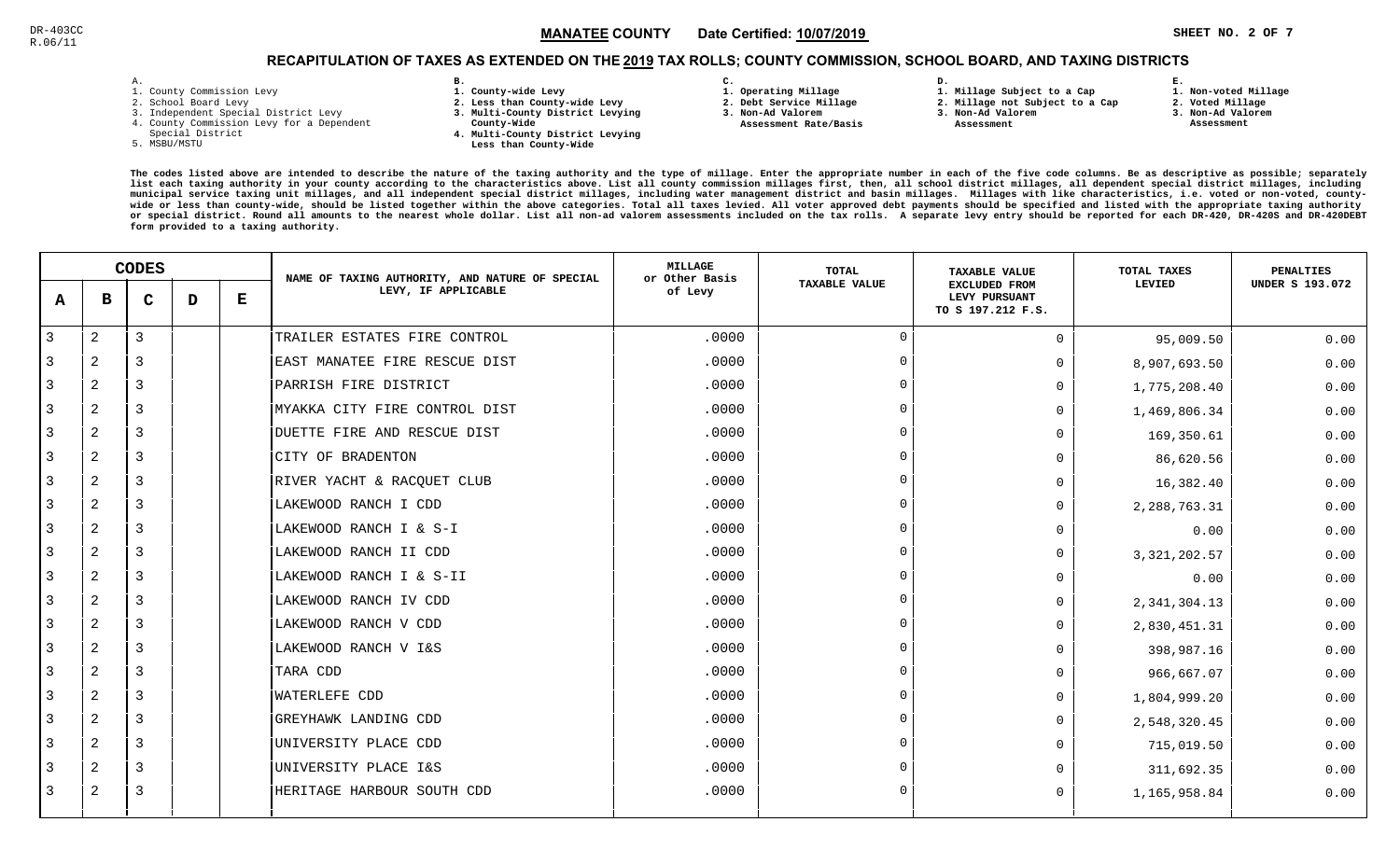DR-403CC
R.06/11

**MANATEE COUNTY** Date Certified: **10/07/2019**

SHEET NO. 2 OF 7

## RECAPITULATION OF TAXES AS EXTENDED ON THE 2019 TAX ROLLS; COUNTY COMMISSION, SCHOOL BOARD, AND TAXING DISTRICTS

A.
1. County Commission Levy
2. School Board Levy
3. Independent Special District Levy
4. County Commission Levy for a Dependent Special District
5. MSBU/MSTU

B.
1. County-wide Levy
2. Less than County-wide Levy
3. Multi-County District Levying County-Wide
4. Multi-County District Levying Less than County-Wide

C.
1. Operating Millage
2. Debt Service Millage
3. Non-Ad Valorem Assessment Rate/Basis

D.
1. Millage Subject to a Cap
2. Millage not Subject to a Cap
3. Non-Ad Valorem Assessment

E.
1. Non-voted Millage
2. Voted Millage
3. Non-Ad Valorem Assessment

The codes listed above are intended to describe the nature of the taxing authority and the type of millage. Enter the appropriate number in each of the five code columns. Be as descriptive as possible; separately list each taxing authority in your county according to the characteristics above. List all county commission millages first, then, all school district millages, all dependent special district millages, including municipal service taxing unit millages, and all independent special district millages, including water management district and basin millages. Millages with like characteristics, i.e. voted or non-voted, county-wide or less than county-wide, should be listed together within the above categories. Total all taxes levied. All voter approved debt payments should be specified and listed with the appropriate taxing authority or special district. Round all amounts to the nearest whole dollar. List all non-ad valorem assessments included on the tax rolls. A separate levy entry should be reported for each DR-420, DR-420S and DR-420DEBT form provided to a taxing authority.

| CODES | | | | | NAME OF TAXING AUTHORITY, AND NATURE OF SPECIAL LEVY, IF APPLICABLE | MILLAGE or Other Basis of Levy | TOTAL TAXABLE VALUE | TAXABLE VALUE EXCLUDED FROM LEVY PURSUANT TO S 197.212 F.S. | TOTAL TAXES LEVIED | PENALTIES UNDER S 193.072 |
|---|---|---|---|---|---|---|---|---|---|---|
| A | B | C | D | E | | | | | | |
| 3 | 2 | 3 | | | TRAILER ESTATES FIRE CONTROL | .0000 | 0 | 0 | 95,009.50 | 0.00 |
| 3 | 2 | 3 | | | EAST MANATEE FIRE RESCUE DIST | .0000 | 0 | 0 | 8,907,693.50 | 0.00 |
| 3 | 2 | 3 | | | PARRISH FIRE DISTRICT | .0000 | 0 | 0 | 1,775,208.40 | 0.00 |
| 3 | 2 | 3 | | | MYAKKA CITY FIRE CONTROL DIST | .0000 | 0 | 0 | 1,469,806.34 | 0.00 |
| 3 | 2 | 3 | | | DUETTE FIRE AND RESCUE DIST | .0000 | 0 | 0 | 169,350.61 | 0.00 |
| 3 | 2 | 3 | | | CITY OF BRADENTON | .0000 | 0 | 0 | 86,620.56 | 0.00 |
| 3 | 2 | 3 | | | RIVER YACHT & RACQUET CLUB | .0000 | 0 | 0 | 16,382.40 | 0.00 |
| 3 | 2 | 3 | | | LAKEWOOD RANCH I CDD | .0000 | 0 | 0 | 2,288,763.31 | 0.00 |
| 3 | 2 | 3 | | | LAKEWOOD RANCH I & S-I | .0000 | 0 | 0 | 0.00 | 0.00 |
| 3 | 2 | 3 | | | LAKEWOOD RANCH II CDD | .0000 | 0 | 0 | 3,321,202.57 | 0.00 |
| 3 | 2 | 3 | | | LAKEWOOD RANCH I & S-II | .0000 | 0 | 0 | 0.00 | 0.00 |
| 3 | 2 | 3 | | | LAKEWOOD RANCH IV CDD | .0000 | 0 | 0 | 2,341,304.13 | 0.00 |
| 3 | 2 | 3 | | | LAKEWOOD RANCH V CDD | .0000 | 0 | 0 | 2,830,451.31 | 0.00 |
| 3 | 2 | 3 | | | LAKEWOOD RANCH V I&S | .0000 | 0 | 0 | 398,987.16 | 0.00 |
| 3 | 2 | 3 | | | TARA CDD | .0000 | 0 | 0 | 966,667.07 | 0.00 |
| 3 | 2 | 3 | | | WATERLEFE CDD | .0000 | 0 | 0 | 1,804,999.20 | 0.00 |
| 3 | 2 | 3 | | | GREYHAWK LANDING CDD | .0000 | 0 | 0 | 2,548,320.45 | 0.00 |
| 3 | 2 | 3 | | | UNIVERSITY PLACE CDD | .0000 | 0 | 0 | 715,019.50 | 0.00 |
| 3 | 2 | 3 | | | UNIVERSITY PLACE I&S | .0000 | 0 | 0 | 311,692.35 | 0.00 |
| 3 | 2 | 3 | | | HERITAGE HARBOUR SOUTH CDD | .0000 | 0 | 0 | 1,165,958.84 | 0.00 |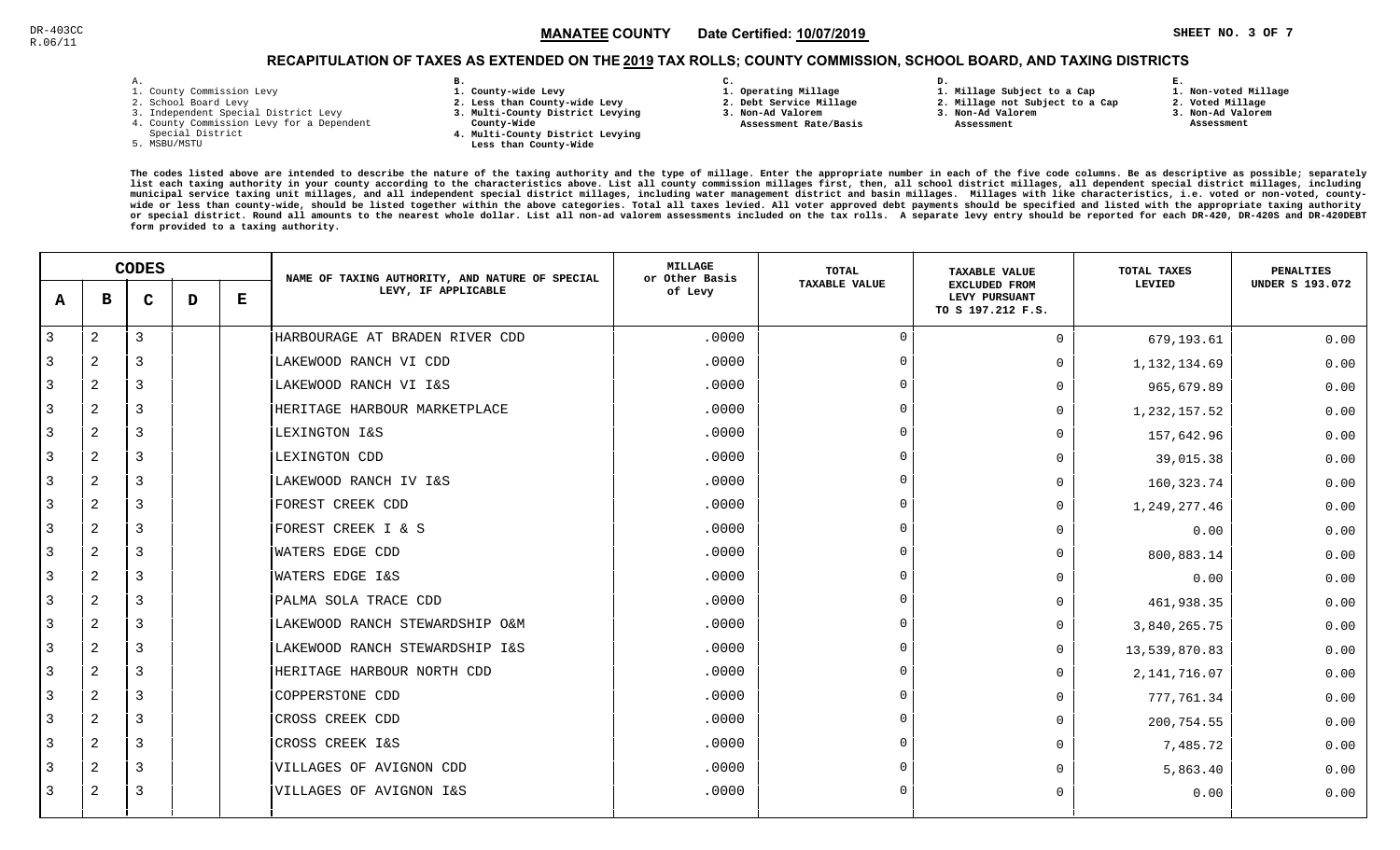DR-403CC
R.06/11

**MANATEE COUNTY** Date Certified: **10/07/2019**

## RECAPITULATION OF TAXES AS EXTENDED ON THE 2019 TAX ROLLS; COUNTY COMMISSION, SCHOOL BOARD, AND TAXING DISTRICTS

**A.**
1. County Commission Levy
2. School Board Levy
3. Independent Special District Levy
4. County Commission Levy for a Dependent Special District
5. MSBU/MSTU

**B.**
1. County-wide Levy
2. Less than County-wide Levy
3. Multi-County District Levying County-Wide
4. Multi-County District Levying Less than County-Wide

**C.**
1. Operating Millage
2. Debt Service Millage
3. Non-Ad Valorem Assessment Rate/Basis

**D.**
1. Millage Subject to a Cap
2. Millage not Subject to a Cap
3. Non-Ad Valorem Assessment

**E.**
1. Non-voted Millage
2. Voted Millage
3. Non-Ad Valorem Assessment

The codes listed above are intended to describe the nature of the taxing authority and the type of millage. Enter the appropriate number in each of the five code columns. Be as descriptive as possible; separately list each taxing authority in your county according to the characteristics above. List all county commission millages first, then, all school district millages, all dependent special district millages, including municipal service taxing unit millages, and all independent special district millages, including water management district and basin millages. Millages with like characteristics, i.e. voted or non-voted, county-wide or less than county-wide, should be listed together within the above categories. Total all taxes levied. All voter approved debt payments should be specified and listed with the appropriate taxing authority or special district. Round all amounts to the nearest whole dollar. List all non-ad valorem assessments included on the tax rolls. A separate levy entry should be reported for each DR-420, DR-420S and DR-420DEBT form provided to a taxing authority.

| A | B | C | D | E | NAME OF TAXING AUTHORITY, AND NATURE OF SPECIAL LEVY, IF APPLICABLE | MILLAGE or Other Basis of Levy | TOTAL TAXABLE VALUE | TAXABLE VALUE EXCLUDED FROM LEVY PURSUANT TO S 197.212 F.S. | TOTAL TAXES LEVIED | PENALTIES UNDER S 193.072 |
|---|---|---|---|---|---|---|---|---|---|---|
| 3 | 2 | 3 | | | HARBOURAGE AT BRADEN RIVER CDD | .0000 | 0 | 0 | 679,193.61 | 0.00 |
| 3 | 2 | 3 | | | LAKEWOOD RANCH VI CDD | .0000 | 0 | 0 | 1,132,134.69 | 0.00 |
| 3 | 2 | 3 | | | LAKEWOOD RANCH VI I&S | .0000 | 0 | 0 | 965,679.89 | 0.00 |
| 3 | 2 | 3 | | | HERITAGE HARBOUR MARKETPLACE | .0000 | 0 | 0 | 1,232,157.52 | 0.00 |
| 3 | 2 | 3 | | | LEXINGTON I&S | .0000 | 0 | 0 | 157,642.96 | 0.00 |
| 3 | 2 | 3 | | | LEXINGTON CDD | .0000 | 0 | 0 | 39,015.38 | 0.00 |
| 3 | 2 | 3 | | | LAKEWOOD RANCH IV I&S | .0000 | 0 | 0 | 160,323.74 | 0.00 |
| 3 | 2 | 3 | | | FOREST CREEK CDD | .0000 | 0 | 0 | 1,249,277.46 | 0.00 |
| 3 | 2 | 3 | | | FOREST CREEK I & S | .0000 | 0 | 0 | 0.00 | 0.00 |
| 3 | 2 | 3 | | | WATERS EDGE CDD | .0000 | 0 | 0 | 800,883.14 | 0.00 |
| 3 | 2 | 3 | | | WATERS EDGE I&S | .0000 | 0 | 0 | 0.00 | 0.00 |
| 3 | 2 | 3 | | | PALMA SOLA TRACE CDD | .0000 | 0 | 0 | 461,938.35 | 0.00 |
| 3 | 2 | 3 | | | LAKEWOOD RANCH STEWARDSHIP O&M | .0000 | 0 | 0 | 3,840,265.75 | 0.00 |
| 3 | 2 | 3 | | | LAKEWOOD RANCH STEWARDSHIP I&S | .0000 | 0 | 0 | 13,539,870.83 | 0.00 |
| 3 | 2 | 3 | | | HERITAGE HARBOUR NORTH CDD | .0000 | 0 | 0 | 2,141,716.07 | 0.00 |
| 3 | 2 | 3 | | | COPPERSTONE CDD | .0000 | 0 | 0 | 777,761.34 | 0.00 |
| 3 | 2 | 3 | | | CROSS CREEK CDD | .0000 | 0 | 0 | 200,754.55 | 0.00 |
| 3 | 2 | 3 | | | CROSS CREEK I&S | .0000 | 0 | 0 | 7,485.72 | 0.00 |
| 3 | 2 | 3 | | | VILLAGES OF AVIGNON CDD | .0000 | 0 | 0 | 5,863.40 | 0.00 |
| 3 | 2 | 3 | | | VILLAGES OF AVIGNON I&S | .0000 | 0 | 0 | 0.00 | 0.00 |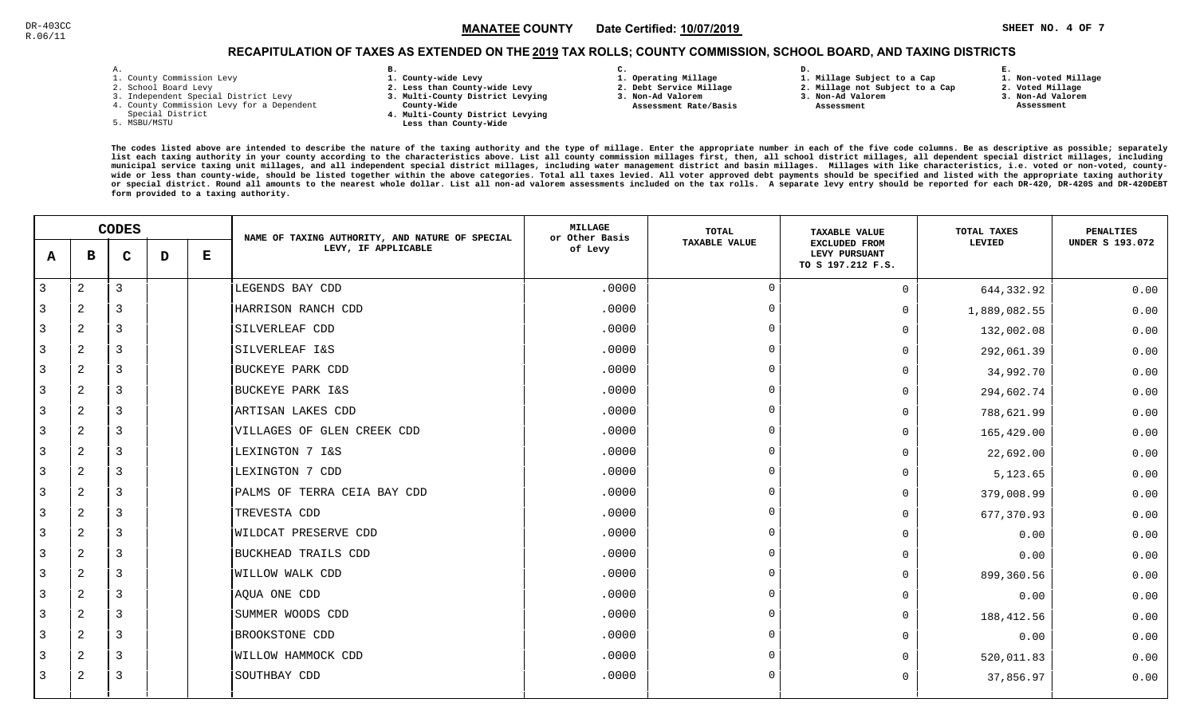DR-403CC
R.06/11

**MANATEE COUNTY** Date Certified: **10/07/2019**

## RECAPITULATION OF TAXES AS EXTENDED ON THE 2019 TAX ROLLS; COUNTY COMMISSION, SCHOOL BOARD, AND TAXING DISTRICTS

A.
1. County Commission Levy
2. School Board Levy
3. Independent Special District Levy
4. County Commission Levy for a Dependent Special District
5. MSBU/MSTU

B.
1. County-wide Levy
2. Less than County-wide Levy
3. Multi-County District Levying County-Wide
4. Multi-County District Levying Less than County-Wide

C.
1. Operating Millage
2. Debt Service Millage
3. Non-Ad Valorem Assessment Rate/Basis

D.
1. Millage Subject to a Cap
2. Millage not Subject to a Cap
3. Non-Ad Valorem Assessment

E.
1. Non-voted Millage
2. Voted Millage
3. Non-Ad Valorem Assessment

The codes listed above are intended to describe the nature of the taxing authority and the type of millage. Enter the appropriate number in each of the five code columns. Be as descriptive as possible; separately list each taxing authority in your county according to the characteristics above. List all county commission millages first, then, all school district millages, all dependent special district millages, including municipal service taxing unit millages, and all independent special district millages, including water management district and basin millages. Millages with like characteristics, i.e. voted or non-voted, county-wide or less than county-wide, should be listed together within the above categories. Total all taxes levied. All voter approved debt payments should be specified and listed with the appropriate taxing authority or special district. Round all amounts to the nearest whole dollar. List all non-ad valorem assessments included on the tax rolls. A separate levy entry should be reported for each DR-420, DR-420S and DR-420DEBT form provided to a taxing authority.

| CODES A | B | C | D | E | NAME OF TAXING AUTHORITY, AND NATURE OF SPECIAL LEVY, IF APPLICABLE | MILLAGE or Other Basis of Levy | TOTAL TAXABLE VALUE | TAXABLE VALUE EXCLUDED FROM LEVY PURSUANT TO S 197.212 F.S. | TOTAL TAXES LEVIED | PENALTIES UNDER S 193.072 |
|---|---|---|---|---|---|---|---|---|---|---|
| 3 | 2 | 3 | | | LEGENDS BAY CDD | .0000 | 0 | 0 | 644,332.92 | 0.00 |
| 3 | 2 | 3 | | | HARRISON RANCH CDD | .0000 | 0 | 0 | 1,889,082.55 | 0.00 |
| 3 | 2 | 3 | | | SILVERLEAF CDD | .0000 | 0 | 0 | 132,002.08 | 0.00 |
| 3 | 2 | 3 | | | SILVERLEAF I&S | .0000 | 0 | 0 | 292,061.39 | 0.00 |
| 3 | 2 | 3 | | | BUCKEYE PARK CDD | .0000 | 0 | 0 | 34,992.70 | 0.00 |
| 3 | 2 | 3 | | | BUCKEYE PARK I&S | .0000 | 0 | 0 | 294,602.74 | 0.00 |
| 3 | 2 | 3 | | | ARTISAN LAKES CDD | .0000 | 0 | 0 | 788,621.99 | 0.00 |
| 3 | 2 | 3 | | | VILLAGES OF GLEN CREEK CDD | .0000 | 0 | 0 | 165,429.00 | 0.00 |
| 3 | 2 | 3 | | | LEXINGTON 7 I&S | .0000 | 0 | 0 | 22,692.00 | 0.00 |
| 3 | 2 | 3 | | | LEXINGTON 7 CDD | .0000 | 0 | 0 | 5,123.65 | 0.00 |
| 3 | 2 | 3 | | | PALMS OF TERRA CEIA BAY CDD | .0000 | 0 | 0 | 379,008.99 | 0.00 |
| 3 | 2 | 3 | | | TREVESTA CDD | .0000 | 0 | 0 | 677,370.93 | 0.00 |
| 3 | 2 | 3 | | | WILDCAT PRESERVE CDD | .0000 | 0 | 0 | 0.00 | 0.00 |
| 3 | 2 | 3 | | | BUCKHEAD TRAILS CDD | .0000 | 0 | 0 | 0.00 | 0.00 |
| 3 | 2 | 3 | | | WILLOW WALK CDD | .0000 | 0 | 0 | 899,360.56 | 0.00 |
| 3 | 2 | 3 | | | AQUA ONE CDD | .0000 | 0 | 0 | 0.00 | 0.00 |
| 3 | 2 | 3 | | | SUMMER WOODS CDD | .0000 | 0 | 0 | 188,412.56 | 0.00 |
| 3 | 2 | 3 | | | BROOKSTONE CDD | .0000 | 0 | 0 | 0.00 | 0.00 |
| 3 | 2 | 3 | | | WILLOW HAMMOCK CDD | .0000 | 0 | 0 | 520,011.83 | 0.00 |
| 3 | 2 | 3 | | | SOUTHBAY CDD | .0000 | 0 | 0 | 37,856.97 | 0.00 |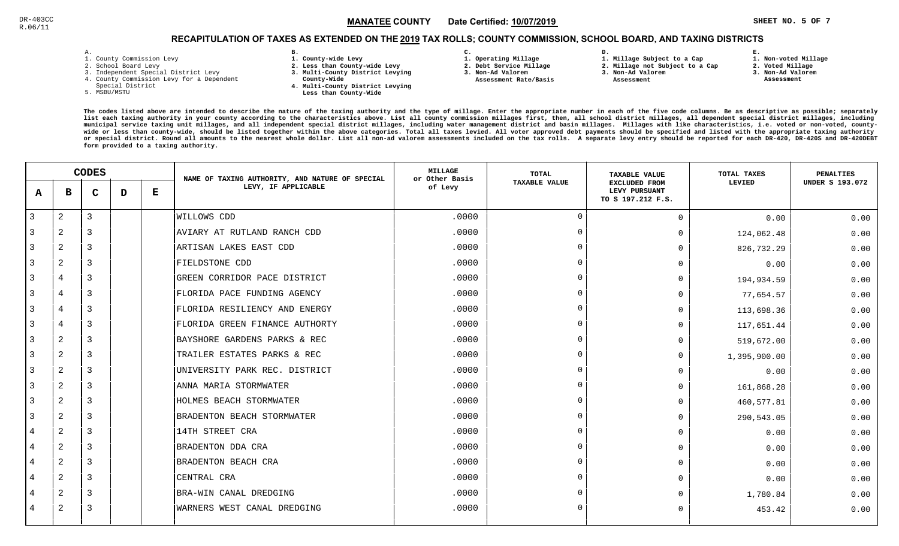DR-403CC
R.06/11

**MANATEE COUNTY** Date Certified: **10/07/2019**

## RECAPITULATION OF TAXES AS EXTENDED ON THE 2019 TAX ROLLS; COUNTY COMMISSION, SCHOOL BOARD, AND TAXING DISTRICTS

A.
1. County Commission Levy
2. School Board Levy
3. Independent Special District Levy
4. County Commission Levy for a Dependent Special District
5. MSBU/MSTU

B.
1. County-wide Levy
2. Less than County-wide Levy
3. Multi-County District Levying County-Wide
4. Multi-County District Levying Less than County-Wide

C.
1. Operating Millage
2. Debt Service Millage
3. Non-Ad Valorem Assessment Rate/Basis

D.
1. Millage Subject to a Cap
2. Millage not Subject to a Cap
3. Non-Ad Valorem Assessment

E.
1. Non-voted Millage
2. Voted Millage
3. Non-Ad Valorem Assessment

The codes listed above are intended to describe the nature of the taxing authority and the type of millage. Enter the appropriate number in each of the five code columns. Be as descriptive as possible; separately list each taxing authority in your county according to the characteristics above. List all county commission millages first, then, all school district millages, all dependent special district millages, including municipal service taxing unit millages, and all independent special district millages, including water management district and basin millages. Millages with like characteristics, i.e. voted or non-voted, county-wide or less than county-wide, should be listed together within the above categories. Total all taxes levied. All voter approved debt payments should be specified and listed with the appropriate taxing authority or special district. Round all amounts to the nearest whole dollar. List all non-ad valorem assessments included on the tax rolls. A separate levy entry should be reported for each DR-420, DR-420S and DR-420DEBT form provided to a taxing authority.

| CODES A | B | C | D | E | NAME OF TAXING AUTHORITY, AND NATURE OF SPECIAL LEVY, IF APPLICABLE | MILLAGE or Other Basis of Levy | TOTAL TAXABLE VALUE | TAXABLE VALUE EXCLUDED FROM LEVY PURSUANT TO S 197.212 F.S. | TOTAL TAXES LEVIED | PENALTIES UNDER S 193.072 |
|---|---|---|---|---|---|---|---|---|---|---|
| 3 | 2 | 3 | | | WILLOWS CDD | .0000 | 0 | 0 | 0.00 | 0.00 |
| 3 | 2 | 3 | | | AVIARY AT RUTLAND RANCH CDD | .0000 | 0 | 0 | 124,062.48 | 0.00 |
| 3 | 2 | 3 | | | ARTISAN LAKES EAST CDD | .0000 | 0 | 0 | 826,732.29 | 0.00 |
| 3 | 2 | 3 | | | FIELDSTONE CDD | .0000 | 0 | 0 | 0.00 | 0.00 |
| 3 | 4 | 3 | | | GREEN CORRIDOR PACE DISTRICT | .0000 | 0 | 0 | 194,934.59 | 0.00 |
| 3 | 4 | 3 | | | FLORIDA PACE FUNDING AGENCY | .0000 | 0 | 0 | 77,654.57 | 0.00 |
| 3 | 4 | 3 | | | FLORIDA RESILIENCY AND ENERGY | .0000 | 0 | 0 | 113,698.36 | 0.00 |
| 3 | 4 | 3 | | | FLORIDA GREEN FINANCE AUTHORTY | .0000 | 0 | 0 | 117,651.44 | 0.00 |
| 3 | 2 | 3 | | | BAYSHORE GARDENS PARKS & REC | .0000 | 0 | 0 | 519,672.00 | 0.00 |
| 3 | 2 | 3 | | | TRAILER ESTATES PARKS & REC | .0000 | 0 | 0 | 1,395,900.00 | 0.00 |
| 3 | 2 | 3 | | | UNIVERSITY PARK REC. DISTRICT | .0000 | 0 | 0 | 0.00 | 0.00 |
| 3 | 2 | 3 | | | ANNA MARIA STORMWATER | .0000 | 0 | 0 | 161,868.28 | 0.00 |
| 3 | 2 | 3 | | | HOLMES BEACH STORMWATER | .0000 | 0 | 0 | 460,577.81 | 0.00 |
| 3 | 2 | 3 | | | BRADENTON BEACH STORMWATER | .0000 | 0 | 0 | 290,543.05 | 0.00 |
| 4 | 2 | 3 | | | 14TH STREET CRA | .0000 | 0 | 0 | 0.00 | 0.00 |
| 4 | 2 | 3 | | | BRADENTON DDA CRA | .0000 | 0 | 0 | 0.00 | 0.00 |
| 4 | 2 | 3 | | | BRADENTON BEACH CRA | .0000 | 0 | 0 | 0.00 | 0.00 |
| 4 | 2 | 3 | | | CENTRAL CRA | .0000 | 0 | 0 | 0.00 | 0.00 |
| 4 | 2 | 3 | | | BRA-WIN CANAL DREDGING | .0000 | 0 | 0 | 1,780.84 | 0.00 |
| 4 | 2 | 3 | | | WARNERS WEST CANAL DREDGING | .0000 | 0 | 0 | 453.42 | 0.00 |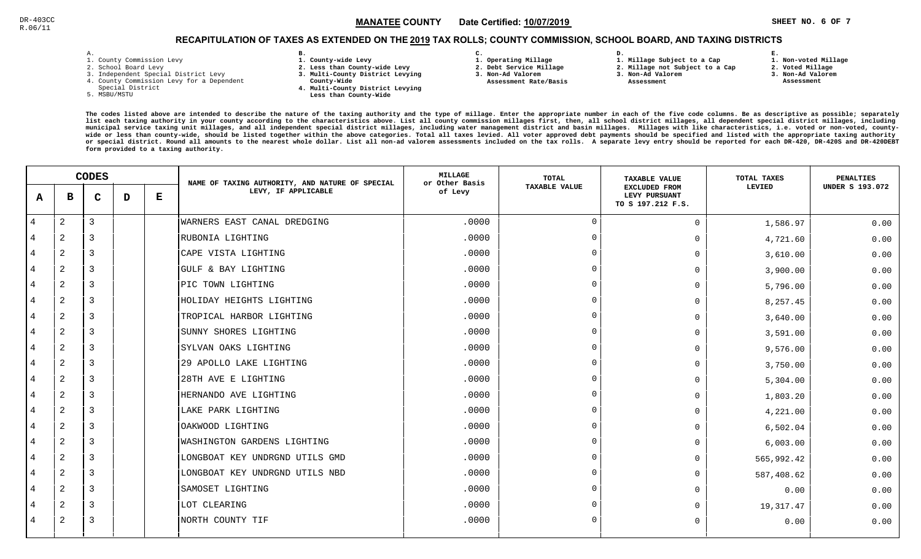DR-403CC
R.06/11

**MANATEE COUNTY** Date Certified: **10/07/2019**

## RECAPITULATION OF TAXES AS EXTENDED ON THE 2019 TAX ROLLS; COUNTY COMMISSION, SCHOOL BOARD, AND TAXING DISTRICTS

A.
1. County Commission Levy
2. School Board Levy
3. Independent Special District Levy
4. County Commission Levy for a Dependent Special District
5. MSBU/MSTU

B.
1. County-wide Levy
2. Less than County-wide Levy
3. Multi-County District Levying County-Wide
4. Multi-County District Levying Less than County-Wide

C.
1. Operating Millage
2. Debt Service Millage
3. Non-Ad Valorem Assessment Rate/Basis

D.
1. Millage Subject to a Cap
2. Millage not Subject to a Cap
3. Non-Ad Valorem Assessment

E.
1. Non-voted Millage
2. Voted Millage
3. Non-Ad Valorem Assessment

The codes listed above are intended to describe the nature of the taxing authority and the type of millage. Enter the appropriate number in each of the five code columns. Be as descriptive as possible; separately list each taxing authority in your county according to the characteristics above. List all county commission millages first, then, all school district millages, all dependent special district millages, including municipal service taxing unit millages, and all independent special district millages, including water management district and basin millages. Millages with like characteristics, i.e. voted or non-voted, county-wide or less than county-wide, should be listed together within the above categories. Total all taxes levied. All voter approved debt payments should be specified and listed with the appropriate taxing authority or special district. Round all amounts to the nearest whole dollar. List all non-ad valorem assessments included on the tax rolls. A separate levy entry should be reported for each DR-420, DR-420S and DR-420DEBT form provided to a taxing authority.

| CODES A | B | C | D | E | NAME OF TAXING AUTHORITY, AND NATURE OF SPECIAL LEVY, IF APPLICABLE | MILLAGE or Other Basis of Levy | TOTAL TAXABLE VALUE | TAXABLE VALUE EXCLUDED FROM LEVY PURSUANT TO S 197.212 F.S. | TOTAL TAXES LEVIED | PENALTIES UNDER S 193.072 |
|---|---|---|---|---|---|---|---|---|---|---|
| 4 | 2 | 3 | | | WARNERS EAST CANAL DREDGING | .0000 | 0 | 0 | 1,586.97 | 0.00 |
| 4 | 2 | 3 | | | RUBONIA LIGHTING | .0000 | 0 | 0 | 4,721.60 | 0.00 |
| 4 | 2 | 3 | | | CAPE VISTA LIGHTING | .0000 | 0 | 0 | 3,610.00 | 0.00 |
| 4 | 2 | 3 | | | GULF & BAY LIGHTING | .0000 | 0 | 0 | 3,900.00 | 0.00 |
| 4 | 2 | 3 | | | PIC TOWN LIGHTING | .0000 | 0 | 0 | 5,796.00 | 0.00 |
| 4 | 2 | 3 | | | HOLIDAY HEIGHTS LIGHTING | .0000 | 0 | 0 | 8,257.45 | 0.00 |
| 4 | 2 | 3 | | | TROPICAL HARBOR LIGHTING | .0000 | 0 | 0 | 3,640.00 | 0.00 |
| 4 | 2 | 3 | | | SUNNY SHORES LIGHTING | .0000 | 0 | 0 | 3,591.00 | 0.00 |
| 4 | 2 | 3 | | | SYLVAN OAKS LIGHTING | .0000 | 0 | 0 | 9,576.00 | 0.00 |
| 4 | 2 | 3 | | | 29 APOLLO LAKE LIGHTING | .0000 | 0 | 0 | 3,750.00 | 0.00 |
| 4 | 2 | 3 | | | 28TH AVE E LIGHTING | .0000 | 0 | 0 | 5,304.00 | 0.00 |
| 4 | 2 | 3 | | | HERNANDO AVE LIGHTING | .0000 | 0 | 0 | 1,803.20 | 0.00 |
| 4 | 2 | 3 | | | LAKE PARK LIGHTING | .0000 | 0 | 0 | 4,221.00 | 0.00 |
| 4 | 2 | 3 | | | OAKWOOD LIGHTING | .0000 | 0 | 0 | 6,502.04 | 0.00 |
| 4 | 2 | 3 | | | WASHINGTON GARDENS LIGHTING | .0000 | 0 | 0 | 6,003.00 | 0.00 |
| 4 | 2 | 3 | | | LONGBOAT KEY UNDRGND UTILS GMD | .0000 | 0 | 0 | 565,992.42 | 0.00 |
| 4 | 2 | 3 | | | LONGBOAT KEY UNDRGND UTILS NBD | .0000 | 0 | 0 | 587,408.62 | 0.00 |
| 4 | 2 | 3 | | | SAMOSET LIGHTING | .0000 | 0 | 0 | 0.00 | 0.00 |
| 4 | 2 | 3 | | | LOT CLEARING | .0000 | 0 | 0 | 19,317.47 | 0.00 |
| 4 | 2 | 3 | | | NORTH COUNTY TIF | .0000 | 0 | 0 | 0.00 | 0.00 |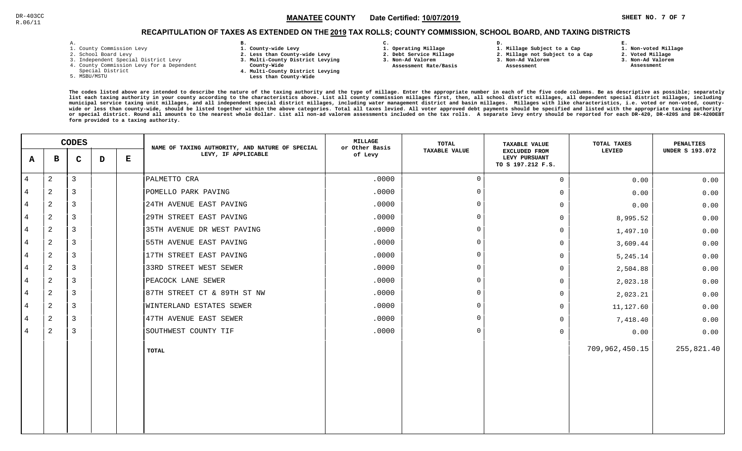DR-403CC
R.06/11

**MANATEE COUNTY** Date Certified: **10/07/2019**

## RECAPITULATION OF TAXES AS EXTENDED ON THE 2019 TAX ROLLS; COUNTY COMMISSION, SCHOOL BOARD, AND TAXING DISTRICTS

A.
1. County Commission Levy
2. School Board Levy
3. Independent Special District Levy
4. County Commission Levy for a Dependent Special District
5. MSBU/MSTU

B.
1. County-wide Levy
2. Less than County-wide Levy
3. Multi-County District Levying County-Wide
4. Multi-County District Levying Less than County-Wide

C.
1. Operating Millage
2. Debt Service Millage
3. Non-Ad Valorem Assessment Rate/Basis

D.
1. Millage Subject to a Cap
2. Millage not Subject to a Cap
3. Non-Ad Valorem Assessment

E.
1. Non-voted Millage
2. Voted Millage
3. Non-Ad Valorem Assessment

The codes listed above are intended to describe the nature of the taxing authority and the type of millage. Enter the appropriate number in each of the five code columns. Be as descriptive as possible; separately list each taxing authority in your county according to the characteristics above. List all county commission millages first, then, all school district millages, all dependent special district millages, including municipal service taxing unit millages, and all independent special district millages, including water management district and basin millages. Millages with like characteristics, i.e. voted or non-voted, county-wide or less than county-wide, should be listed together within the above categories. Total all taxes levied. All voter approved debt payments should be specified and listed with the appropriate taxing authority or special district. Round all amounts to the nearest whole dollar. List all non-ad valorem assessments included on the tax rolls. A separate levy entry should be reported for each DR-420, DR-420S and DR-420DEBT form provided to a taxing authority.

| CODES | | | | | NAME OF TAXING AUTHORITY, AND NATURE OF SPECIAL LEVY, IF APPLICABLE | MILLAGE or Other Basis of Levy | TOTAL TAXABLE VALUE | TAXABLE VALUE EXCLUDED FROM LEVY PURSUANT TO S 197.212 F.S. | TOTAL TAXES LEVIED | PENALTIES UNDER S 193.072 |
|---|---|---|---|---|---|---|---|---|---|---|
| A | B | C | D | E | | | | | | |
| 4 | 2 | 3 | | | PALMETTO CRA | .0000 | 0 | 0 | 0.00 | 0.00 |
| 4 | 2 | 3 | | | POMELLO PARK PAVING | .0000 | 0 | 0 | 0.00 | 0.00 |
| 4 | 2 | 3 | | | 24TH AVENUE EAST PAVING | .0000 | 0 | 0 | 0.00 | 0.00 |
| 4 | 2 | 3 | | | 29TH STREET EAST PAVING | .0000 | 0 | 0 | 8,995.52 | 0.00 |
| 4 | 2 | 3 | | | 35TH AVENUE DR WEST PAVING | .0000 | 0 | 0 | 1,497.10 | 0.00 |
| 4 | 2 | 3 | | | 55TH AVENUE EAST PAVING | .0000 | 0 | 0 | 3,609.44 | 0.00 |
| 4 | 2 | 3 | | | 17TH STREET EAST PAVING | .0000 | 0 | 0 | 5,245.14 | 0.00 |
| 4 | 2 | 3 | | | 33RD STREET WEST SEWER | .0000 | 0 | 0 | 2,504.88 | 0.00 |
| 4 | 2 | 3 | | | PEACOCK LANE SEWER | .0000 | 0 | 0 | 2,023.18 | 0.00 |
| 4 | 2 | 3 | | | 87TH STREET CT & 89TH ST NW | .0000 | 0 | 0 | 2,023.21 | 0.00 |
| 4 | 2 | 3 | | | WINTERLAND ESTATES SEWER | .0000 | 0 | 0 | 11,127.60 | 0.00 |
| 4 | 2 | 3 | | | 47TH AVENUE EAST SEWER | .0000 | 0 | 0 | 7,418.40 | 0.00 |
| 4 | 2 | 3 | | | SOUTHWEST COUNTY TIF | .0000 | 0 | 0 | 0.00 | 0.00 |
| | | | | | **TOTAL** | | | | 709,962,450.15 | 255,821.40 |